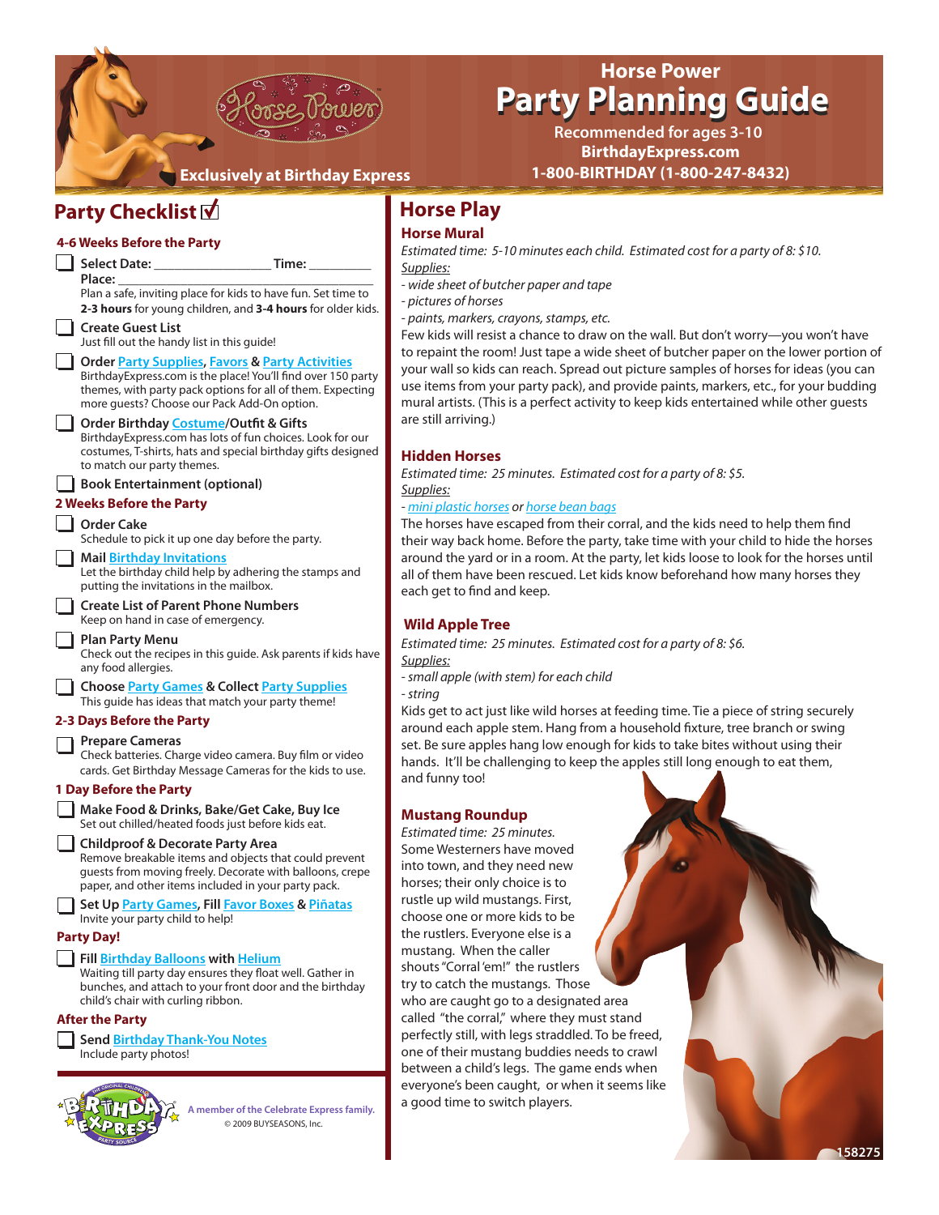# Horse Power Party Planning Guide

Exclusively at Birthday Express

Recommended for ages 3-10
BirthdayExpress.com
1-800-BIRTHDAY (1-800-247-8432)

## Party Checklist ☑

### 4-6 Weeks Before the Party

- **Select Date:** _________________ **Time:** _________
  **Place:** _______________________________________
  Plan a safe, inviting place for kids to have fun. Set time to **2-3 hours** for young children, and **3-4 hours** for older kids.
- **Create Guest List**
  Just fill out the handy list in this guide!
- **Order Party Supplies, Favors & Party Activities**
  BirthdayExpress.com is the place! You'll find over 150 party themes, with party pack options for all of them. Expecting more guests? Choose our Pack Add-On option.
- **Order Birthday Costume/Outfit & Gifts**
  BirthdayExpress.com has lots of fun choices. Look for our costumes, T-shirts, hats and special birthday gifts designed to match our party themes.
- **Book Entertainment (optional)**

### 2 Weeks Before the Party

- **Order Cake**
  Schedule to pick it up one day before the party.
- **Mail Birthday Invitations**
  Let the birthday child help by adhering the stamps and putting the invitations in the mailbox.
- **Create List of Parent Phone Numbers**
  Keep on hand in case of emergency.
- **Plan Party Menu**
  Check out the recipes in this guide. Ask parents if kids have any food allergies.
- **Choose Party Games & Collect Party Supplies**
  This guide has ideas that match your party theme!

### 2-3 Days Before the Party

- **Prepare Cameras**
  Check batteries. Charge video camera. Buy film or video cards. Get Birthday Message Cameras for the kids to use.

### 1 Day Before the Party

- **Make Food & Drinks, Bake/Get Cake, Buy Ice**
  Set out chilled/heated foods just before kids eat.
- **Childproof & Decorate Party Area**
  Remove breakable items and objects that could prevent guests from moving freely. Decorate with balloons, crepe paper, and other items included in your party pack.
- **Set Up Party Games, Fill Favor Boxes & Piñatas**
  Invite your party child to help!

### Party Day!

- **Fill Birthday Balloons with Helium**
  Waiting till party day ensures they float well. Gather in bunches, and attach to your front door and the birthday child's chair with curling ribbon.

### After the Party

- **Send Birthday Thank-You Notes**
  Include party photos!

A member of the Celebrate Express family.
© 2009 BUYSEASONS, Inc.

## Horse Play

### Horse Mural

*Estimated time: 5-10 minutes each child. Estimated cost for a party of 8: $10.*

*Supplies:*
- *wide sheet of butcher paper and tape*
- *pictures of horses*
- *paints, markers, crayons, stamps, etc.*

Few kids will resist a chance to draw on the wall. But don't worry—you won't have to repaint the room! Just tape a wide sheet of butcher paper on the lower portion of your wall so kids can reach. Spread out picture samples of horses for ideas (you can use items from your party pack), and provide paints, markers, etc., for your budding mural artists. (This is a perfect activity to keep kids entertained while other guests are still arriving.)

### Hidden Horses

*Estimated time: 25 minutes. Estimated cost for a party of 8: $5.*

*Supplies:*
- *mini plastic horses or horse bean bags*

The horses have escaped from their corral, and the kids need to help them find their way back home. Before the party, take time with your child to hide the horses around the yard or in a room. At the party, let kids loose to look for the horses until all of them have been rescued. Let kids know beforehand how many horses they each get to find and keep.

### Wild Apple Tree

*Estimated time: 25 minutes. Estimated cost for a party of 8: $6.*

*Supplies:*
- *small apple (with stem) for each child*
- *string*

Kids get to act just like wild horses at feeding time. Tie a piece of string securely around each apple stem. Hang from a household fixture, tree branch or swing set. Be sure apples hang low enough for kids to take bites without using their hands. It'll be challenging to keep the apples still long enough to eat them, and funny too!

### Mustang Roundup

*Estimated time: 25 minutes.*

Some Westerners have moved into town, and they need new horses; their only choice is to rustle up wild mustangs. First, choose one or more kids to be the rustlers. Everyone else is a mustang. When the caller shouts "Corral 'em!" the rustlers try to catch the mustangs. Those who are caught go to a designated area called "the corral," where they must stand perfectly still, with legs straddled. To be freed, one of their mustang buddies needs to crawl between a child's legs. The game ends when everyone's been caught, or when it seems like a good time to switch players.

158275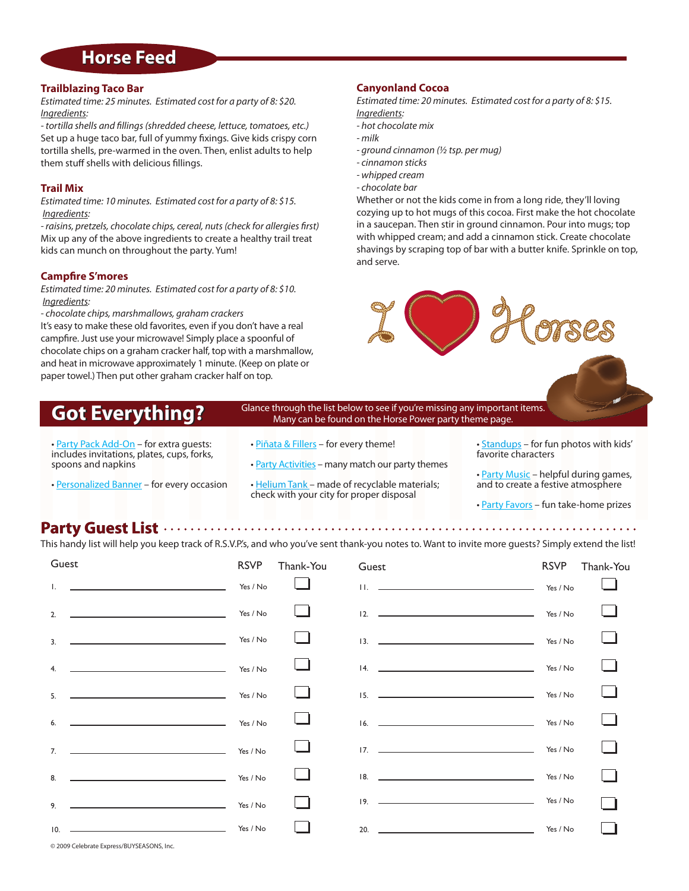## Horse Feed

### Trailblazing Taco Bar

*Estimated time: 25 minutes. Estimated cost for a party of 8: $20.*
*Ingredients:*
*- tortilla shells and fillings (shredded cheese, lettuce, tomatoes, etc.)*

Set up a huge taco bar, full of yummy fixings. Give kids crispy corn tortilla shells, pre-warmed in the oven. Then, enlist adults to help them stuff shells with delicious fillings.

### Trail Mix

*Estimated time: 10 minutes. Estimated cost for a party of 8: $15.*
*Ingredients:*
*- raisins, pretzels, chocolate chips, cereal, nuts (check for allergies first)*

Mix up any of the above ingredients to create a healthy trail treat kids can munch on throughout the party. Yum!

### Campfire S'mores

*Estimated time: 20 minutes. Estimated cost for a party of 8: $10.*
*Ingredients:*
*- chocolate chips, marshmallows, graham crackers*

It's easy to make these old favorites, even if you don't have a real campfire. Just use your microwave! Simply place a spoonful of chocolate chips on a graham cracker half, top with a marshmallow, and heat in microwave approximately 1 minute. (Keep on plate or paper towel.) Then put other graham cracker half on top.

### Canyonland Cocoa

*Estimated time: 20 minutes. Estimated cost for a party of 8: $15.*
*Ingredients:*
*- hot chocolate mix*
*- milk*
*- ground cinnamon (½ tsp. per mug)*
*- cinnamon sticks*
*- whipped cream*
*- chocolate bar*

Whether or not the kids come in from a long ride, they'll loving cozying up to hot mugs of this cocoa. First make the hot chocolate in a saucepan. Then stir in ground cinnamon. Pour into mugs; top with whipped cream; and add a cinnamon stick. Create chocolate shavings by scraping top of bar with a butter knife. Sprinkle on top, and serve.

I ❤ Horses

## Got Everything?

Glance through the list below to see if you're missing any important items. Many can be found on the Horse Power party theme page.

- Party Pack Add-On – for extra guests: includes invitations, plates, cups, forks, spoons and napkins
- Personalized Banner – for every occasion
- Piñata & Fillers – for every theme!
- Party Activities – many match our party themes
- Helium Tank – made of recyclable materials; check with your city for proper disposal
- Standups – for fun photos with kids' favorite characters
- Party Music – helpful during games, and to create a festive atmosphere
- Party Favors – fun take-home prizes

## Party Guest List

This handy list will help you keep track of R.S.V.P.'s, and who you've sent thank-you notes to. Want to invite more guests? Simply extend the list!

| Guest | RSVP | Thank-You | Guest | RSVP | Thank-You |
|---|---|---|---|---|---|
| 1. ______ | Yes / No | ☐ | 11. ______ | Yes / No | ☐ |
| 2. ______ | Yes / No | ☐ | 12. ______ | Yes / No | ☐ |
| 3. ______ | Yes / No | ☐ | 13. ______ | Yes / No | ☐ |
| 4. ______ | Yes / No | ☐ | 14. ______ | Yes / No | ☐ |
| 5. ______ | Yes / No | ☐ | 15. ______ | Yes / No | ☐ |
| 6. ______ | Yes / No | ☐ | 16. ______ | Yes / No | ☐ |
| 7. ______ | Yes / No | ☐ | 17. ______ | Yes / No | ☐ |
| 8. ______ | Yes / No | ☐ | 18. ______ | Yes / No | ☐ |
| 9. ______ | Yes / No | ☐ | 19. ______ | Yes / No | ☐ |
| 10. ______ | Yes / No | ☐ | 20. ______ | Yes / No | ☐ |

© 2009 Celebrate Express/BUYSEASONS, Inc.